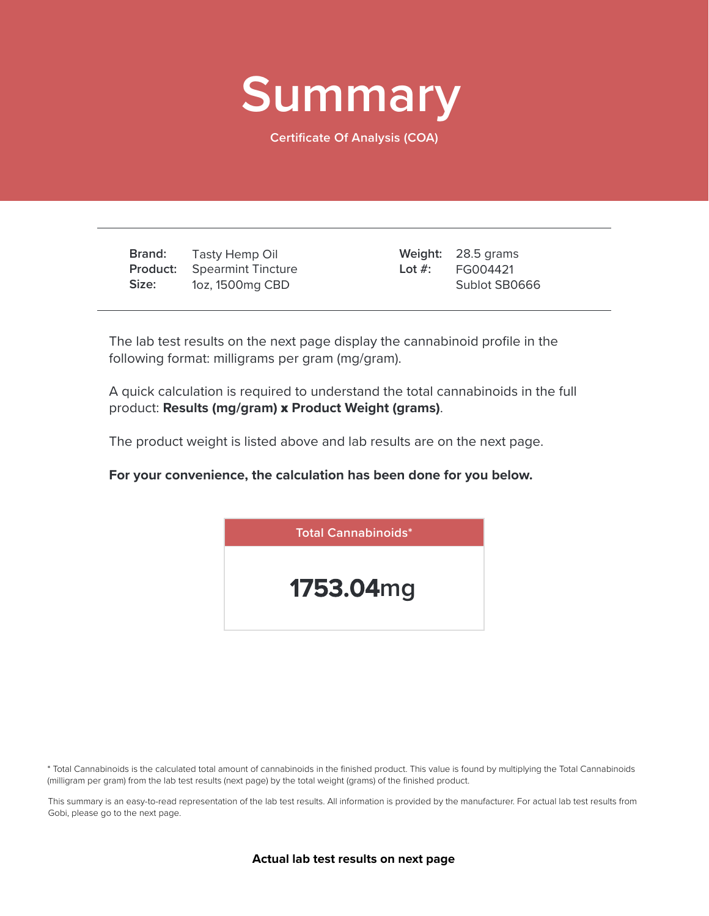# Summary

Certificate Of Analysis (COA)

| | | | |
|---|---|---|---|
| **Brand:** | Tasty Hemp Oil | **Weight:** | 28.5 grams |
| **Product:** | Spearmint Tincture | **Lot #:** | FG004421 |
| **Size:** | 1oz, 1500mg CBD | | Sublot SB0666 |

The lab test results on the next page display the cannabinoid profile in the following format: milligrams per gram (mg/gram).

A quick calculation is required to understand the total cannabinoids in the full product: **Results (mg/gram) x Product Weight (grams)**.

The product weight is listed above and lab results are on the next page.

**For your convenience, the calculation has been done for you below.**

| Total Cannabinoids* |
|---|
| **1753.04**mg |

* Total Cannabinoids is the calculated total amount of cannabinoids in the finished product. This value is found by multiplying the Total Cannabinoids (milligram per gram) from the lab test results (next page) by the total weight (grams) of the finished product.

This summary is an easy-to-read representation of the lab test results. All information is provided by the manufacturer. For actual lab test results from Gobi, please go to the next page.

**Actual lab test results on next page**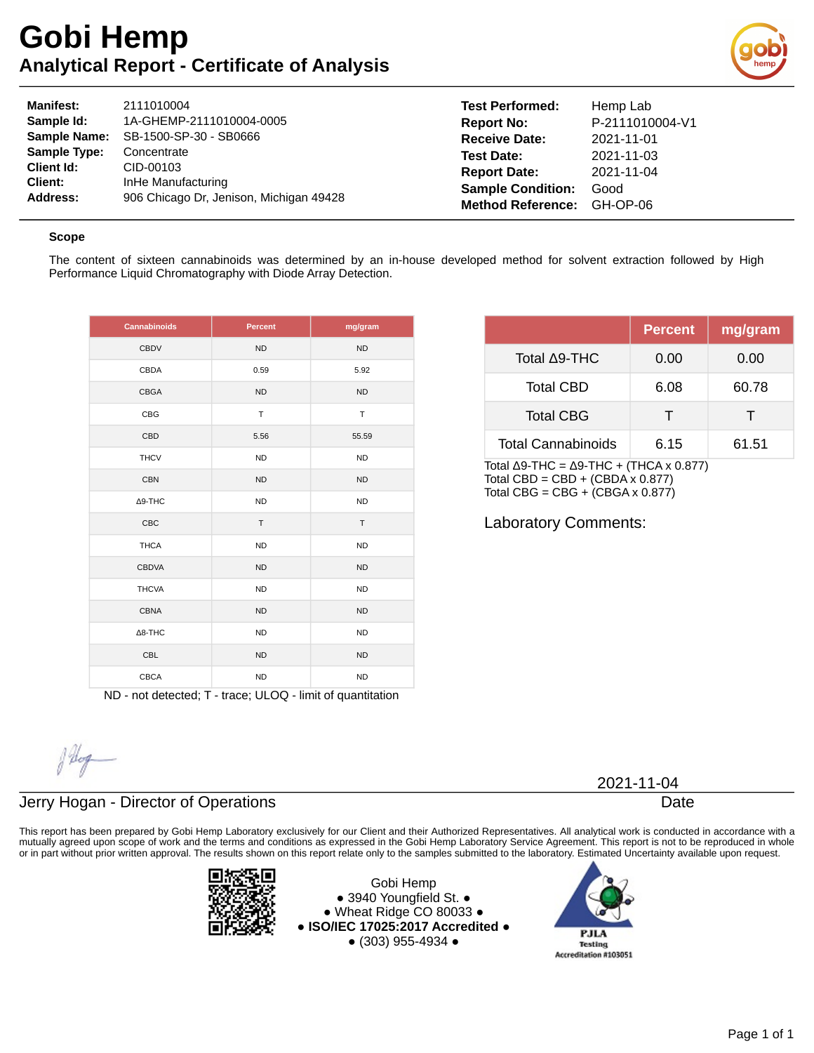# Gobi Hemp

## Analytical Report - Certificate of Analysis

| | | | |
|---|---|---|---|
| **Manifest:** | 2111010004 | **Test Performed:** | Hemp Lab |
| **Sample Id:** | 1A-GHEMP-2111010004-0005 | **Report No:** | P-2111010004-V1 |
| **Sample Name:** | SB-1500-SP-30 - SB0666 | **Receive Date:** | 2021-11-01 |
| **Sample Type:** | Concentrate | **Test Date:** | 2021-11-03 |
| **Client Id:** | CID-00103 | **Report Date:** | 2021-11-04 |
| **Client:** | InHe Manufacturing | **Sample Condition:** | Good |
| **Address:** | 906 Chicago Dr, Jenison, Michigan 49428 | **Method Reference:** | GH-OP-06 |

### Scope

The content of sixteen cannabinoids was determined by an in-house developed method for solvent extraction followed by High Performance Liquid Chromatography with Diode Array Detection.

| Cannabinoids | Percent | mg/gram |
|---|---|---|
| CBDV | ND | ND |
| CBDA | 0.59 | 5.92 |
| CBGA | ND | ND |
| CBG | T | T |
| CBD | 5.56 | 55.59 |
| THCV | ND | ND |
| CBN | ND | ND |
| Δ9-THC | ND | ND |
| CBC | T | T |
| THCA | ND | ND |
| CBDVA | ND | ND |
| THCVA | ND | ND |
| CBNA | ND | ND |
| Δ8-THC | ND | ND |
| CBL | ND | ND |
| CBCA | ND | ND |

ND - not detected; T - trace; ULOQ - limit of quantitation

| | Percent | mg/gram |
|---|---|---|
| Total Δ9-THC | 0.00 | 0.00 |
| Total CBD | 6.08 | 60.78 |
| Total CBG | T | T |
| Total Cannabinoids | 6.15 | 61.51 |

Total Δ9-THC = Δ9-THC + (THCA x 0.877)
Total CBD = CBD + (CBDA x 0.877)
Total CBG = CBG + (CBGA x 0.877)

Laboratory Comments:

Jerry Hogan - Director of Operations

2021-11-04
Date

This report has been prepared by Gobi Hemp Laboratory exclusively for our Client and their Authorized Representatives. All analytical work is conducted in accordance with a mutually agreed upon scope of work and the terms and conditions as expressed in the Gobi Hemp Laboratory Service Agreement. This report is not to be reproduced in whole or in part without prior written approval. The results shown on this report relate only to the samples submitted to the laboratory. Estimated Uncertainty available upon request.

Gobi Hemp
• 3940 Youngfield St. •
• Wheat Ridge CO 80033 •
• **ISO/IEC 17025:2017 Accredited** •
• (303) 955-4934 •

PJLA
Testing
Accreditation #103051